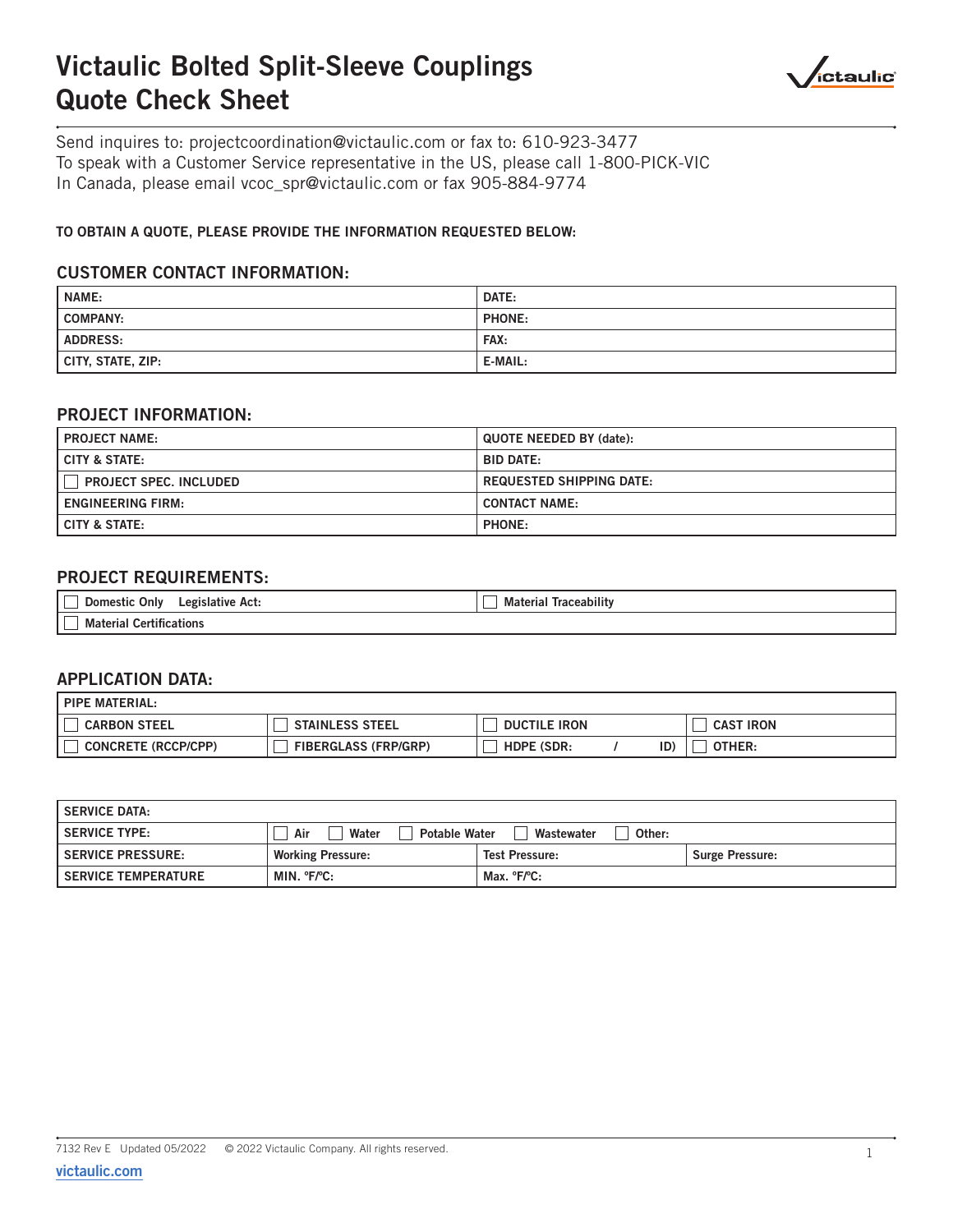# Victaulic Bolted Split-Sleeve Couplings Quote Check Sheet

Send inquires to: projectcoordination@victaulic.com or fax to: 610-923-3477
To speak with a Customer Service representative in the US, please call 1-800-PICK-VIC
In Canada, please email vcoc_spr@victaulic.com or fax 905-884-9774

**TO OBTAIN A QUOTE, PLEASE PROVIDE THE INFORMATION REQUESTED BELOW:**

## CUSTOMER CONTACT INFORMATION:

| | |
|---|---|
| NAME: | DATE: |
| COMPANY: | PHONE: |
| ADDRESS: | FAX: |
| CITY, STATE, ZIP: | E-MAIL: |

## PROJECT INFORMATION:

| | |
|---|---|
| PROJECT NAME: | QUOTE NEEDED BY (date): |
| CITY & STATE: | BID DATE: |
| ☐ PROJECT SPEC. INCLUDED | REQUESTED SHIPPING DATE: |
| ENGINEERING FIRM: | CONTACT NAME: |
| CITY & STATE: | PHONE: |

## PROJECT REQUIREMENTS:

| | |
|---|---|
| ☐ Domestic Only Legislative Act: | ☐ Material Traceability |
| ☐ Material Certifications | |

## APPLICATION DATA:

| PIPE MATERIAL: | | | |
|---|---|---|---|
| ☐ CARBON STEEL | ☐ STAINLESS STEEL | ☐ DUCTILE IRON | ☐ CAST IRON |
| ☐ CONCRETE (RCCP/CPP) | ☐ FIBERGLASS (FRP/GRP) | ☐ HDPE (SDR: / ID) | ☐ OTHER: |

| SERVICE DATA: | | | |
|---|---|---|---|
| SERVICE TYPE: | ☐ Air ☐ Water ☐ Potable Water ☐ Wastewater ☐ Other: | | |
| SERVICE PRESSURE: | Working Pressure: | Test Pressure: | Surge Pressure: |
| SERVICE TEMPERATURE | MIN. °F/°C: | Max. °F/°C: | |

7132 Rev E Updated 05/2022 © 2022 Victaulic Company. All rights reserved.

victaulic.com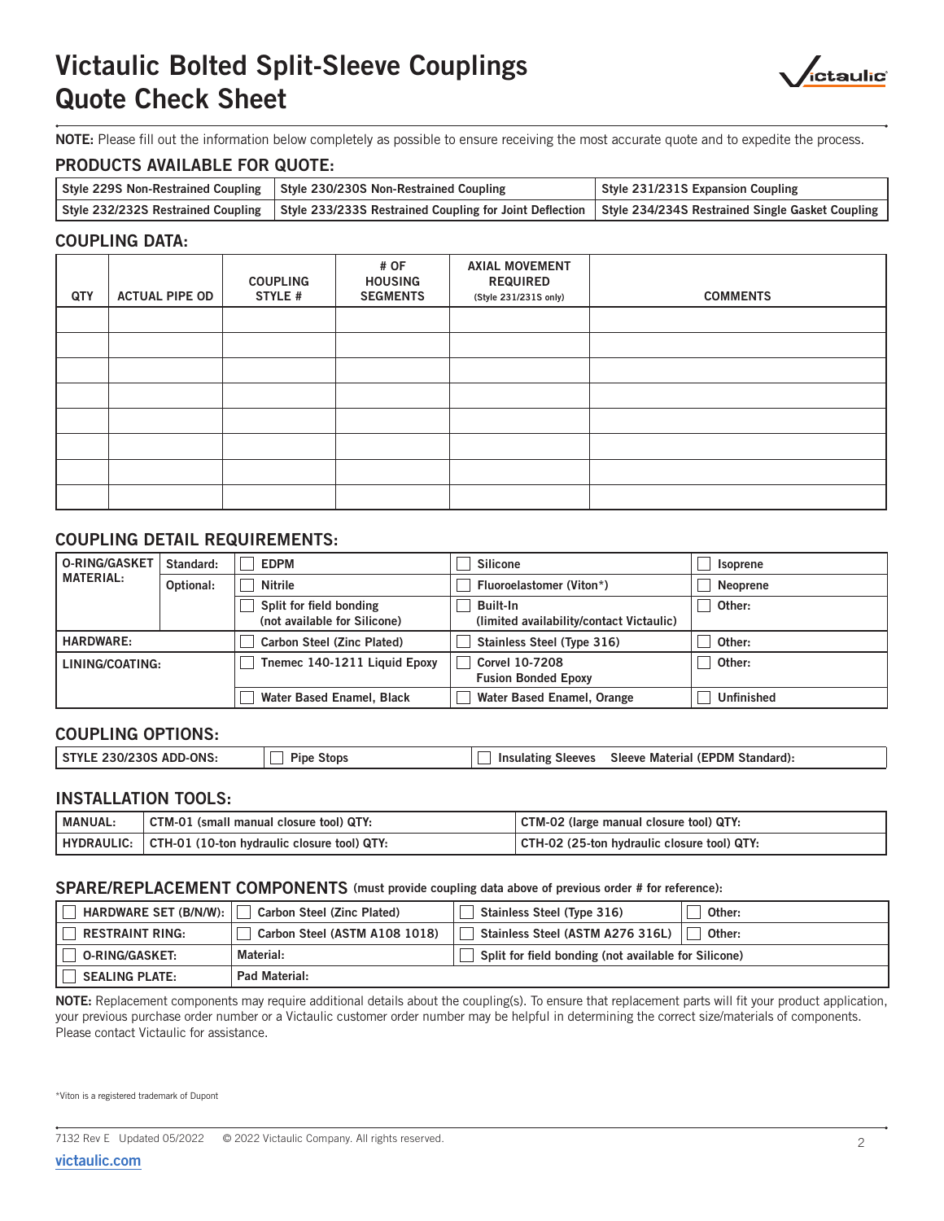# Victaulic Bolted Split-Sleeve Couplings Quote Check Sheet

**NOTE:** Please fill out the information below completely as possible to ensure receiving the most accurate quote and to expedite the process.

## PRODUCTS AVAILABLE FOR QUOTE:

| | | |
|---|---|---|
| Style 229S Non-Restrained Coupling | Style 230/230S Non-Restrained Coupling | Style 231/231S Expansion Coupling |
| Style 232/232S Restrained Coupling | Style 233/233S Restrained Coupling for Joint Deflection | Style 234/234S Restrained Single Gasket Coupling |

## COUPLING DATA:

| QTY | ACTUAL PIPE OD | COUPLING STYLE # | # OF HOUSING SEGMENTS | AXIAL MOVEMENT REQUIRED (Style 231/231S only) | COMMENTS |
|---|---|---|---|---|---|
| | | | | | |
| | | | | | |
| | | | | | |
| | | | | | |
| | | | | | |
| | | | | | |
| | | | | | |
| | | | | | |

## COUPLING DETAIL REQUIREMENTS:

| | | | | |
|---|---|---|---|---|
| O-RING/GASKET MATERIAL: | Standard: | ☐ EDPM | ☐ Silicone | ☐ Isoprene |
| | Optional: | ☐ Nitrile | ☐ Fluoroelastomer (Viton*) | ☐ Neoprene |
| | | ☐ Split for field bonding (not available for Silicone) | ☐ Built-In (limited availability/contact Victaulic) | ☐ Other: |
| HARDWARE: | | ☐ Carbon Steel (Zinc Plated) | ☐ Stainless Steel (Type 316) | ☐ Other: |
| LINING/COATING: | | ☐ Tnemec 140-1211 Liquid Epoxy | ☐ Corvel 10-7208 Fusion Bonded Epoxy | ☐ Other: |
| | | ☐ Water Based Enamel, Black | ☐ Water Based Enamel, Orange | ☐ Unfinished |

## COUPLING OPTIONS:

| | | |
|---|---|---|
| STYLE 230/230S ADD-ONS: | ☐ Pipe Stops | ☐ Insulating Sleeves Sleeve Material (EPDM Standard): |

## INSTALLATION TOOLS:

| | | |
|---|---|---|
| MANUAL: | CTM-01 (small manual closure tool) QTY: | CTM-02 (large manual closure tool) QTY: |
| HYDRAULIC: | CTH-01 (10-ton hydraulic closure tool) QTY: | CTH-02 (25-ton hydraulic closure tool) QTY: |

## SPARE/REPLACEMENT COMPONENTS (must provide coupling data above of previous order # for reference):

| | | | |
|---|---|---|---|
| ☐ HARDWARE SET (B/N/W): | ☐ Carbon Steel (Zinc Plated) | ☐ Stainless Steel (Type 316) | ☐ Other: |
| ☐ RESTRAINT RING: | ☐ Carbon Steel (ASTM A108 1018) | ☐ Stainless Steel (ASTM A276 316L) | ☐ Other: |
| ☐ O-RING/GASKET: | Material: | ☐ Split for field bonding (not available for Silicone) | |
| ☐ SEALING PLATE: | Pad Material: | | |

**NOTE:** Replacement components may require additional details about the coupling(s). To ensure that replacement parts will fit your product application, your previous purchase order number or a Victaulic customer order number may be helpful in determining the correct size/materials of components. Please contact Victaulic for assistance.

*Viton is a registered trademark of Dupont

7132 Rev E Updated 05/2022 © 2022 Victaulic Company. All rights reserved.

victaulic.com